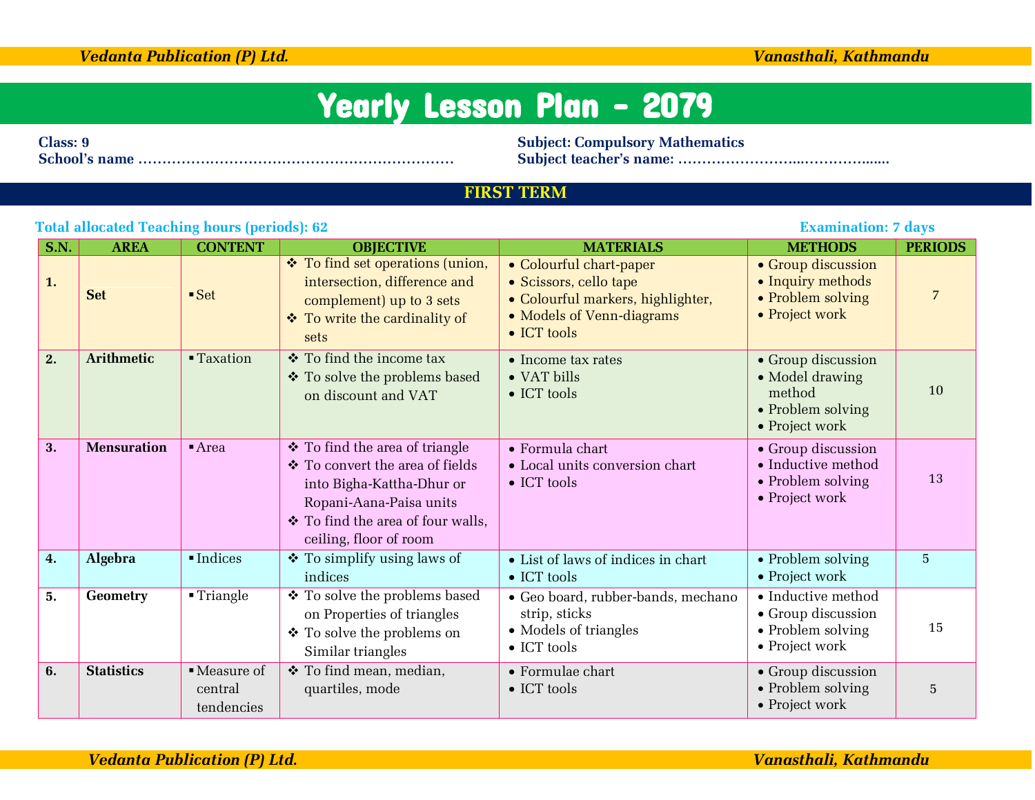# Yearly Lesson Plan - 2079

**Class: 9**
**School's name** ………………………………………………………

**Subject: Compulsory Mathematics**
**Subject teacher's name:** ……………………..………….......

## FIRST TERM

**Total allocated Teaching hours (periods): 62**

**Examination: 7 days**

| S.N. | AREA | CONTENT | OBJECTIVE | MATERIALS | METHODS | PERIODS |
|---|---|---|---|---|---|---|
| 1. | **Set** | ▪ Set | ❖ To find set operations (union, intersection, difference and complement) up to 3 sets<br>❖ To write the cardinality of sets | • Colourful chart-paper<br>• Scissors, cello tape<br>• Colourful markers, highlighter,<br>• Models of Venn-diagrams<br>• ICT tools | • Group discussion<br>• Inquiry methods<br>• Problem solving<br>• Project work | 7 |
| 2. | **Arithmetic** | ▪ Taxation | ❖ To find the income tax<br>❖ To solve the problems based on discount and VAT | • Income tax rates<br>• VAT bills<br>• ICT tools | • Group discussion<br>• Model drawing method<br>• Problem solving<br>• Project work | 10 |
| 3. | **Mensuration** | ▪ Area | ❖ To find the area of triangle<br>❖ To convert the area of fields into Bigha-Kattha-Dhur or Ropani-Aana-Paisa units<br>❖ To find the area of four walls, ceiling, floor of room | • Formula chart<br>• Local units conversion chart<br>• ICT tools | • Group discussion<br>• Inductive method<br>• Problem solving<br>• Project work | 13 |
| 4. | **Algebra** | ▪ Indices | ❖ To simplify using laws of indices | • List of laws of indices in chart<br>• ICT tools | • Problem solving<br>• Project work | 5 |
| 5. | **Geometry** | ▪ Triangle | ❖ To solve the problems based on Properties of triangles<br>❖ To solve the problems on Similar triangles | • Geo board, rubber-bands, mechano strip, sticks<br>• Models of triangles<br>• ICT tools | • Inductive method<br>• Group discussion<br>• Problem solving<br>• Project work | 15 |
| 6. | **Statistics** | ▪ Measure of central tendencies | ❖ To find mean, median, quartiles, mode | • Formulae chart<br>• ICT tools | • Group discussion<br>• Problem solving<br>• Project work | 5 |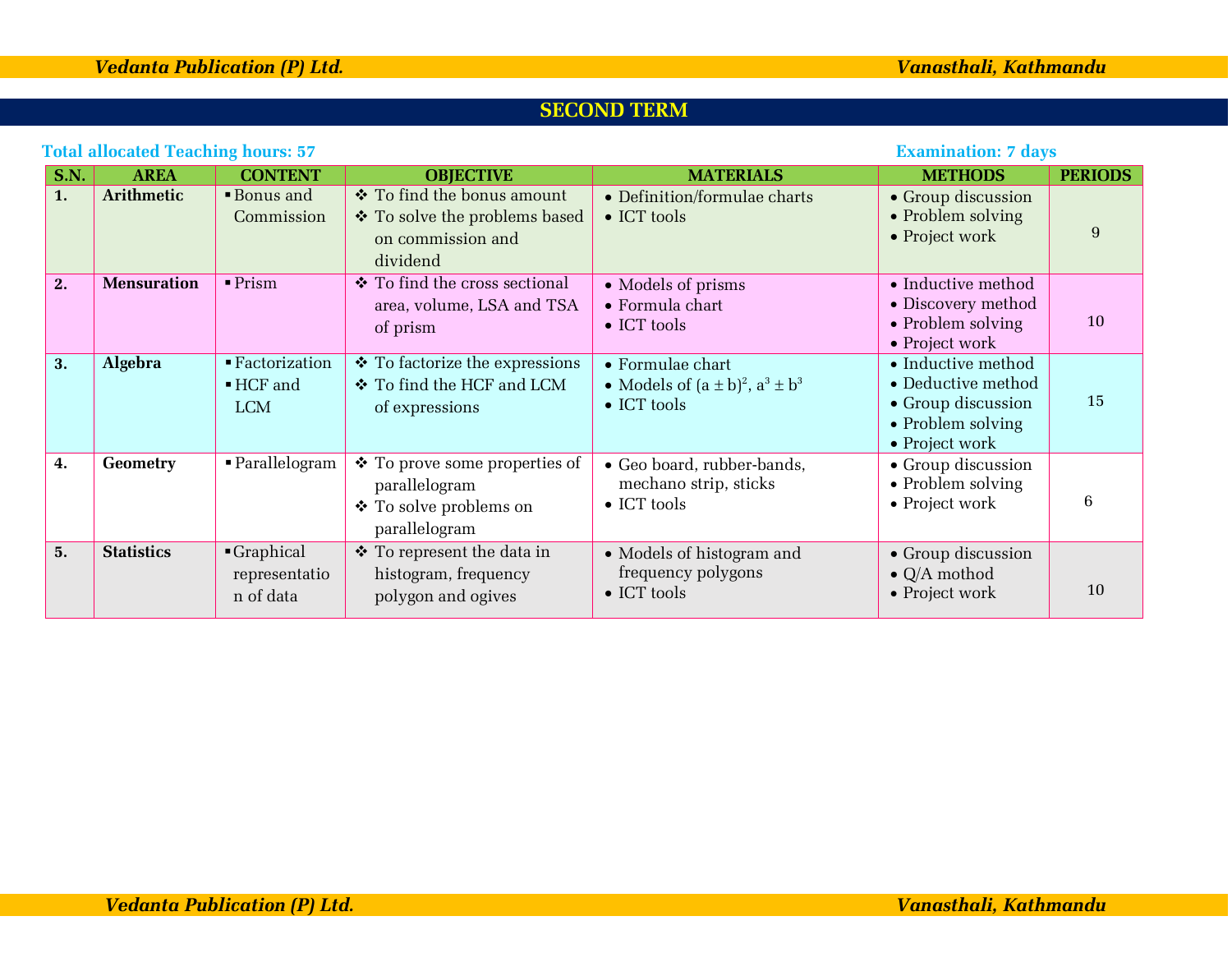## SECOND TERM

**Total allocated Teaching hours: 57** **Examination: 7 days**

| S.N. | AREA | CONTENT | OBJECTIVE | MATERIALS | METHODS | PERIODS |
|---|---|---|---|---|---|---|
| 1. | **Arithmetic** | ▪ Bonus and Commission | ❖ To find the bonus amount<br>❖ To solve the problems based on commission and dividend | • Definition/formulae charts<br>• ICT tools | • Group discussion<br>• Problem solving<br>• Project work | 9 |
| 2. | **Mensuration** | ▪ Prism | ❖ To find the cross sectional area, volume, LSA and TSA of prism | • Models of prisms<br>• Formula chart<br>• ICT tools | • Inductive method<br>• Discovery method<br>• Problem solving<br>• Project work | 10 |
| 3. | **Algebra** | ▪ Factorization<br>▪ HCF and LCM | ❖ To factorize the expressions<br>❖ To find the HCF and LCM of expressions | • Formulae chart<br>• Models of $(a \pm b)^2$, $a^3 \pm b^3$<br>• ICT tools | • Inductive method<br>• Deductive method<br>• Group discussion<br>• Problem solving<br>• Project work | 15 |
| 4. | **Geometry** | ▪ Parallelogram | ❖ To prove some properties of parallelogram<br>❖ To solve problems on parallelogram | • Geo board, rubber-bands, mechano strip, sticks<br>• ICT tools | • Group discussion<br>• Problem solving<br>• Project work | 6 |
| 5. | **Statistics** | ▪ Graphical representation of data | ❖ To represent the data in histogram, frequency polygon and ogives | • Models of histogram and frequency polygons<br>• ICT tools | • Group discussion<br>• Q/A mothod<br>• Project work | 10 |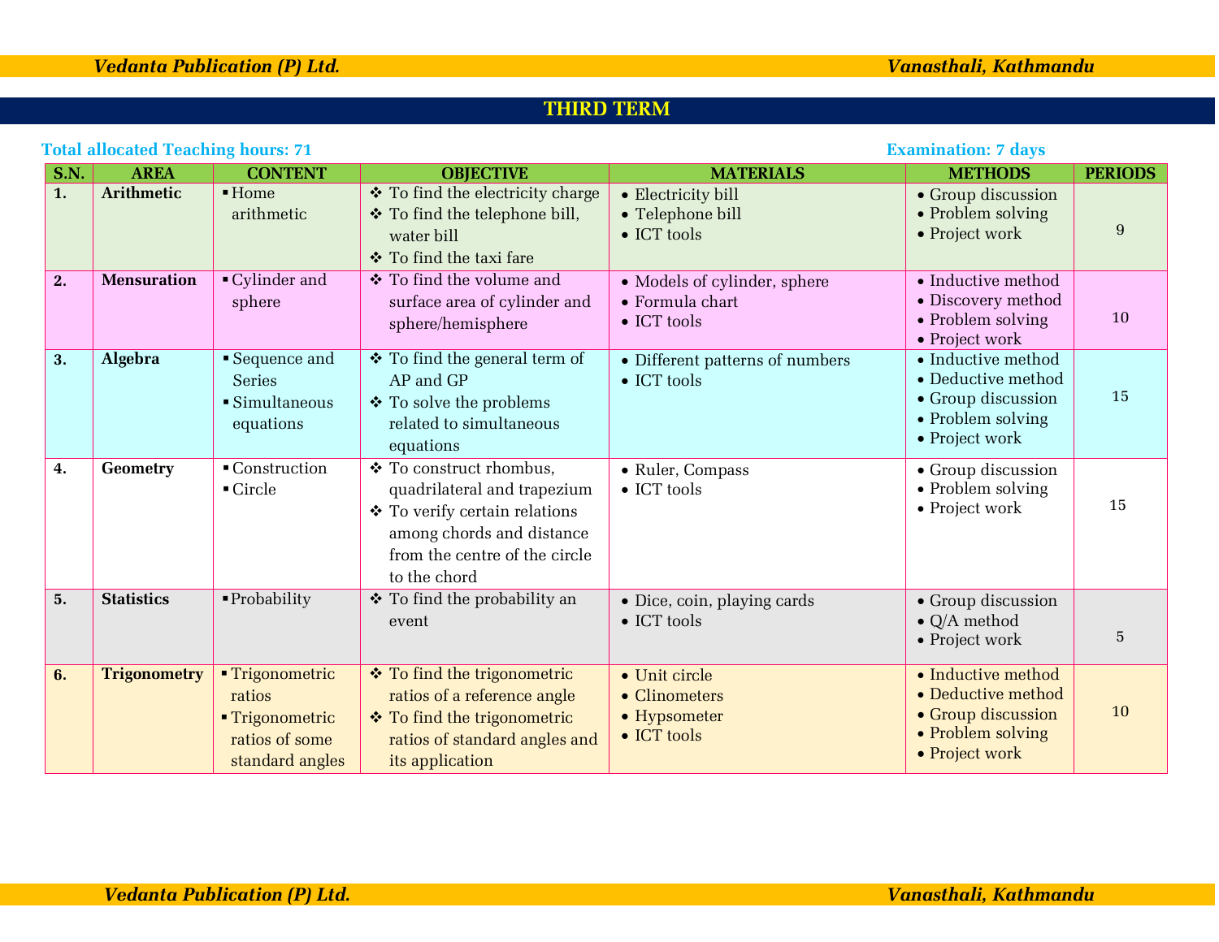## THIRD TERM

**Total allocated Teaching hours: 71** **Examination: 7 days**

| S.N. | AREA | CONTENT | OBJECTIVE | MATERIALS | METHODS | PERIODS |
|---|---|---|---|---|---|---|
| **1.** | **Arithmetic** | ▪ Home arithmetic | ❖ To find the electricity charge<br>❖ To find the telephone bill, water bill<br>❖ To find the taxi fare | • Electricity bill<br>• Telephone bill<br>• ICT tools | • Group discussion<br>• Problem solving<br>• Project work | 9 |
| **2.** | **Mensuration** | ▪ Cylinder and sphere | ❖ To find the volume and surface area of cylinder and sphere/hemisphere | • Models of cylinder, sphere<br>• Formula chart<br>• ICT tools | • Inductive method<br>• Discovery method<br>• Problem solving<br>• Project work | 10 |
| **3.** | **Algebra** | ▪ Sequence and Series<br>▪ Simultaneous equations | ❖ To find the general term of AP and GP<br>❖ To solve the problems related to simultaneous equations | • Different patterns of numbers<br>• ICT tools | • Inductive method<br>• Deductive method<br>• Group discussion<br>• Problem solving<br>• Project work | 15 |
| **4.** | **Geometry** | ▪ Construction<br>▪ Circle | ❖ To construct rhombus, quadrilateral and trapezium<br>❖ To verify certain relations among chords and distance from the centre of the circle to the chord | • Ruler, Compass<br>• ICT tools | • Group discussion<br>• Problem solving<br>• Project work | 15 |
| **5.** | **Statistics** | ▪ Probability | ❖ To find the probability an event | • Dice, coin, playing cards<br>• ICT tools | • Group discussion<br>• Q/A method<br>• Project work | 5 |
| **6.** | **Trigonometry** | ▪ Trigonometric ratios<br>▪ Trigonometric ratios of some standard angles | ❖ To find the trigonometric ratios of a reference angle<br>❖ To find the trigonometric ratios of standard angles and its application | • Unit circle<br>• Clinometers<br>• Hypsometer<br>• ICT tools | • Inductive method<br>• Deductive method<br>• Group discussion<br>• Problem solving<br>• Project work | 10 |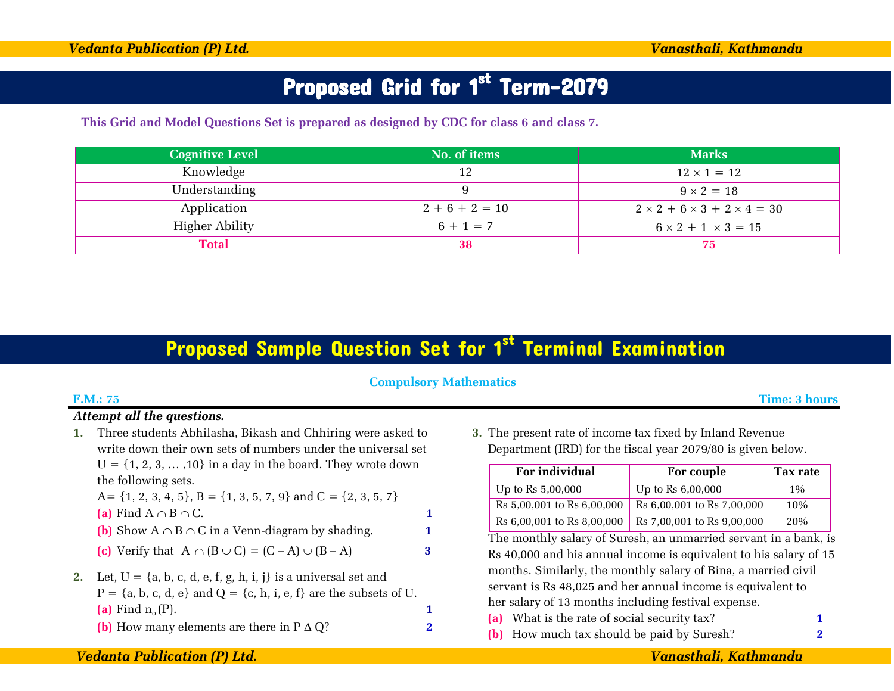# Proposed Grid for 1st Term-2079

**This Grid and Model Questions Set is prepared as designed by CDC for class 6 and class 7.**

| Cognitive Level | No. of items | Marks |
|---|---|---|
| Knowledge | 12 | $12 \times 1 = 12$ |
| Understanding | 9 | $9 \times 2 = 18$ |
| Application | $2 + 6 + 2 = 10$ | $2 \times 2 + 6 \times 3 + 2 \times 4 = 30$ |
| Higher Ability | $6 + 1 = 7$ | $6 \times 2 + 1 \times 3 = 15$ |
| **Total** | **38** | **75** |

# Proposed Sample Question Set for 1st Terminal Examination

**Compulsory Mathematics**

**F.M.: 75** **Time: 3 hours**

***Attempt all the questions.***

1. Three students Abhilasha, Bikash and Chhiring were asked to write down their own sets of numbers under the universal set $U = \{1, 2, 3, \dots, 10\}$ in a day in the board. They wrote down the following sets.
   $A = \{1, 2, 3, 4, 5\}$, $B = \{1, 3, 5, 7, 9\}$ and $C = \{2, 3, 5, 7\}$
   (a) Find $A \cap B \cap C$. **1**
   (b) Show $A \cap B \cap C$ in a Venn-diagram by shading. **1**
   (c) Verify that $\overline{A} \cap (B \cup C) = (C - A) \cup (B - A)$ **3**

2. Let, $U = \{a, b, c, d, e, f, g, h, i, j\}$ is a universal set and $P = \{a, b, c, d, e\}$ and $Q = \{c, h, i, e, f\}$ are the subsets of U.
   (a) Find $n_o(P)$. **1**
   (b) How many elements are there in $P \Delta Q$? **2**

3. The present rate of income tax fixed by Inland Revenue Department (IRD) for the fiscal year 2079/80 is given below.

| For individual | For couple | Tax rate |
|---|---|---|
| Up to Rs 5,00,000 | Up to Rs 6,00,000 | 1% |
| Rs 5,00,001 to Rs 6,00,000 | Rs 6,00,001 to Rs 7,00,000 | 10% |
| Rs 6,00,001 to Rs 8,00,000 | Rs 7,00,001 to Rs 9,00,000 | 20% |

   The monthly salary of Suresh, an unmarried servant in a bank, is Rs 40,000 and his annual income is equivalent to his salary of 15 months. Similarly, the monthly salary of Bina, a married civil servant is Rs 48,025 and her annual income is equivalent to her salary of 13 months including festival expense.
   (a) What is the rate of social security tax? **1**
   (b) How much tax should be paid by Suresh? **2**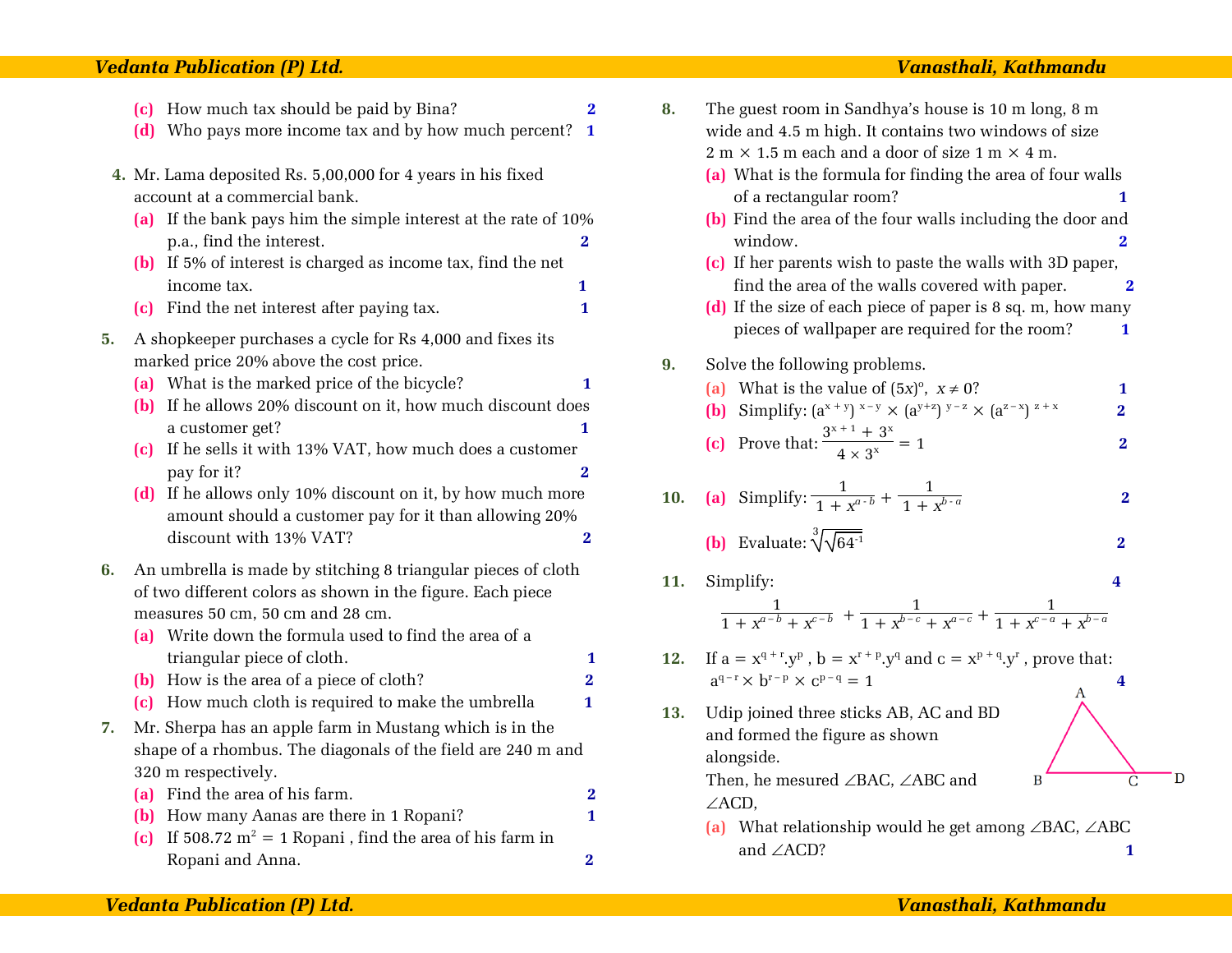(c) How much tax should be paid by Bina? **2**

(d) Who pays more income tax and by how much percent? **1**

**4.** Mr. Lama deposited Rs. 5,00,000 for 4 years in his fixed account at a commercial bank.

(a) If the bank pays him the simple interest at the rate of 10% p.a., find the interest. **2**

(b) If 5% of interest is charged as income tax, find the net income tax. **1**

(c) Find the net interest after paying tax. **1**

**5.** A shopkeeper purchases a cycle for Rs 4,000 and fixes its marked price 20% above the cost price.

(a) What is the marked price of the bicycle? **1**

(b) If he allows 20% discount on it, how much discount does a customer get? **1**

(c) If he sells it with 13% VAT, how much does a customer pay for it? **2**

(d) If he allows only 10% discount on it, by how much more amount should a customer pay for it than allowing 20% discount with 13% VAT? **2**

**6.** An umbrella is made by stitching 8 triangular pieces of cloth of two different colors as shown in the figure. Each piece measures 50 cm, 50 cm and 28 cm.

(a) Write down the formula used to find the area of a triangular piece of cloth. **1**

(b) How is the area of a piece of cloth? **2**

(c) How much cloth is required to make the umbrella **1**

**7.** Mr. Sherpa has an apple farm in Mustang which is in the shape of a rhombus. The diagonals of the field are 240 m and 320 m respectively.

(a) Find the area of his farm. **2**

(b) How many Aanas are there in 1 Ropani? **1**

(c) If 508.72 $m^2$ = 1 Ropani , find the area of his farm in Ropani and Anna. **2**

**8.** The guest room in Sandhya's house is 10 m long, 8 m wide and 4.5 m high. It contains two windows of size 2 m × 1.5 m each and a door of size 1 m × 4 m.

(a) What is the formula for finding the area of four walls of a rectangular room? **1**

(b) Find the area of the four walls including the door and window. **2**

(c) If her parents wish to paste the walls with 3D paper, find the area of the walls covered with paper. **2**

(d) If the size of each piece of paper is 8 sq. m, how many pieces of wallpaper are required for the room? **1**

**9.** Solve the following problems.

(a) What is the value of $(5x)^o$, $x \neq 0$? **1**

(b) Simplify: $(a^{x+y})^{x-y} \times (a^{y+z})^{y-z} \times (a^{z-x})^{z+x}$ **2**

(c) Prove that: $\dfrac{3^{x+1} + 3^x}{4 \times 3^x} = 1$ **2**

**10.** (a) Simplify: $\dfrac{1}{1 + x^{a-b}} + \dfrac{1}{1 + x^{b-a}}$ **2**

(b) Evaluate: $\sqrt[3]{\sqrt{64^{-1}}}$ **2**

**11.** Simplify: **4**

$$\frac{1}{1 + x^{a-b} + x^{c-b}} + \frac{1}{1 + x^{b-c} + x^{a-c}} + \frac{1}{1 + x^{c-a} + x^{b-a}}$$

**12.** If $a = x^{q+r}.y^p$ , $b = x^{r+p}.y^q$ and $c = x^{p+q}.y^r$ , prove that: $a^{q-r} \times b^{r-p} \times c^{p-q} = 1$ **4**

**13.** Udip joined three sticks AB, AC and BD and formed the figure as shown alongside.

Then, he mesured ∠BAC, ∠ABC and ∠ACD,

(a) What relationship would he get among ∠BAC, ∠ABC and ∠ACD? **1**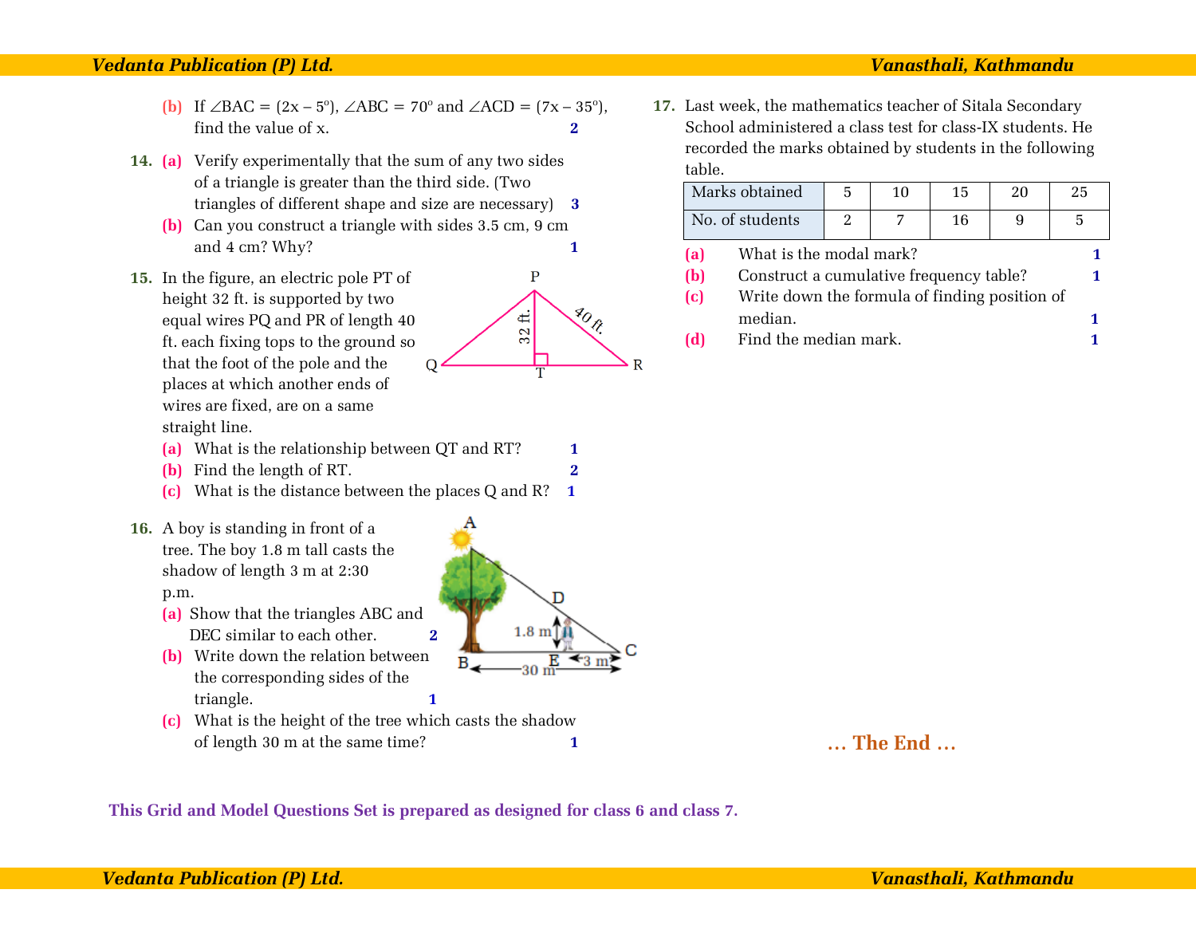(b) If $\angle BAC = (2x - 5^\circ)$, $\angle ABC = 70^\circ$ and $\angle ACD = (7x - 35^\circ)$, find the value of x. **2**

**14.** (a) Verify experimentally that the sum of any two sides of a triangle is greater than the third side. (Two triangles of different shape and size are necessary) **3**

(b) Can you construct a triangle with sides 3.5 cm, 9 cm and 4 cm? Why? **1**

**15.** In the figure, an electric pole PT of height 32 ft. is supported by two equal wires PQ and PR of length 40 ft. each fixing tops to the ground so that the foot of the pole and the places at which another ends of wires are fixed, are on a same straight line.

P

32 ft.

40 ft.

Q T R

(a) What is the relationship between QT and RT? **1**

(b) Find the length of RT. **2**

(c) What is the distance between the places Q and R? **1**

**16.** A boy is standing in front of a tree. The boy 1.8 m tall casts the shadow of length 3 m at 2:30 p.m.

A

D

1.8 m

B E 3 m C

30 m

(a) Show that the triangles ABC and DEC similar to each other. **2**

(b) Write down the relation between the corresponding sides of the triangle. **1**

(c) What is the height of the tree which casts the shadow of length 30 m at the same time? **1**

**17.** Last week, the mathematics teacher of Sitala Secondary School administered a class test for class-IX students. He recorded the marks obtained by students in the following table.

| | | | | | |
|---|---|---|---|---|---|
| Marks obtained | 5 | 10 | 15 | 20 | 25 |
| No. of students | 2 | 7 | 16 | 9 | 5 |

(a) What is the modal mark? **1**

(b) Construct a cumulative frequency table? **1**

(c) Write down the formula of finding position of median. **1**

(d) Find the median mark. **1**

… The End …

This Grid and Model Questions Set is prepared as designed for class 6 and class 7.